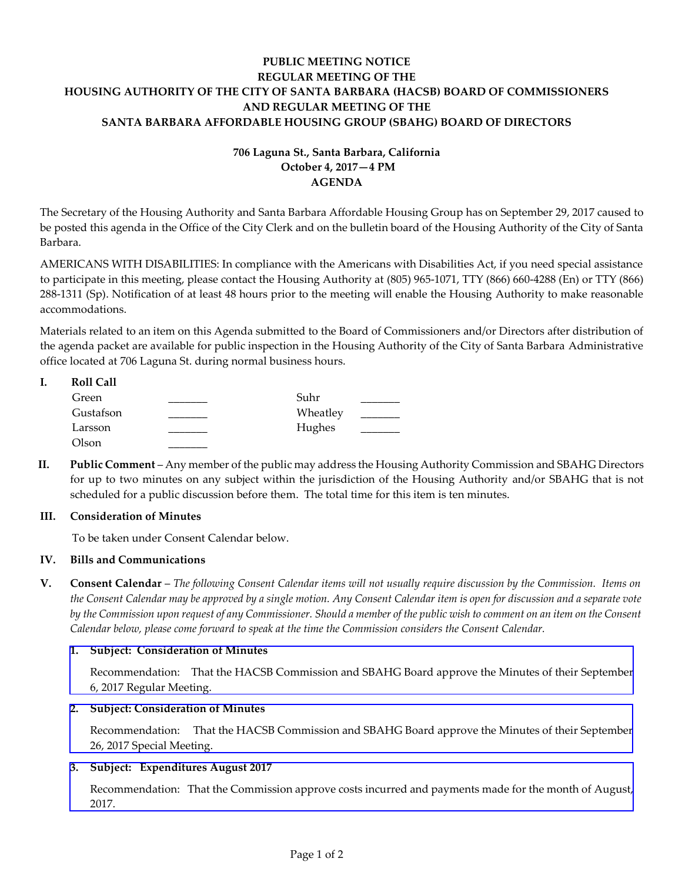**PUBLIC MEETING NOTICE**
**REGULAR MEETING OF THE**
**HOUSING AUTHORITY OF THE CITY OF SANTA BARBARA (HACSB) BOARD OF COMMISSIONERS**
**AND REGULAR MEETING OF THE**
**SANTA BARBARA AFFORDABLE HOUSING GROUP (SBAHG) BOARD OF DIRECTORS**

**706 Laguna St., Santa Barbara, California**
**October 4, 2017—4 PM**
**AGENDA**

The Secretary of the Housing Authority and Santa Barbara Affordable Housing Group has on September 29, 2017 caused to be posted this agenda in the Office of the City Clerk and on the bulletin board of the Housing Authority of the City of Santa Barbara.

AMERICANS WITH DISABILITIES: In compliance with the Americans with Disabilities Act, if you need special assistance to participate in this meeting, please contact the Housing Authority at (805) 965-1071, TTY (866) 660-4288 (En) or TTY (866) 288-1311 (Sp). Notification of at least 48 hours prior to the meeting will enable the Housing Authority to make reasonable accommodations.

Materials related to an item on this Agenda submitted to the Board of Commissioners and/or Directors after distribution of the agenda packet are available for public inspection in the Housing Authority of the City of Santa Barbara Administrative office located at 706 Laguna St. during normal business hours.

**I. Roll Call**

| | | | |
|---|---|---|---|
| Green | _______ | Suhr | _______ |
| Gustafson | _______ | Wheatley | _______ |
| Larsson | _______ | Hughes | _______ |
| Olson | _______ | | |

**II. Public Comment** – Any member of the public may address the Housing Authority Commission and SBAHG Directors for up to two minutes on any subject within the jurisdiction of the Housing Authority and/or SBAHG that is not scheduled for a public discussion before them. The total time for this item is ten minutes.

**III. Consideration of Minutes**

To be taken under Consent Calendar below.

**IV. Bills and Communications**

**V. Consent Calendar** – *The following Consent Calendar items will not usually require discussion by the Commission. Items on the Consent Calendar may be approved by a single motion. Any Consent Calendar item is open for discussion and a separate vote by the Commission upon request of any Commissioner. Should a member of the public wish to comment on an item on the Consent Calendar below, please come forward to speak at the time the Commission considers the Consent Calendar.*

**1. Subject: Consideration of Minutes**

Recommendation: That the HACSB Commission and SBAHG Board approve the Minutes of their September 6, 2017 Regular Meeting.

**2. Subject: Consideration of Minutes**

Recommendation: That the HACSB Commission and SBAHG Board approve the Minutes of their September 26, 2017 Special Meeting.

**3. Subject: Expenditures August 2017**

Recommendation: That the Commission approve costs incurred and payments made for the month of August, 2017.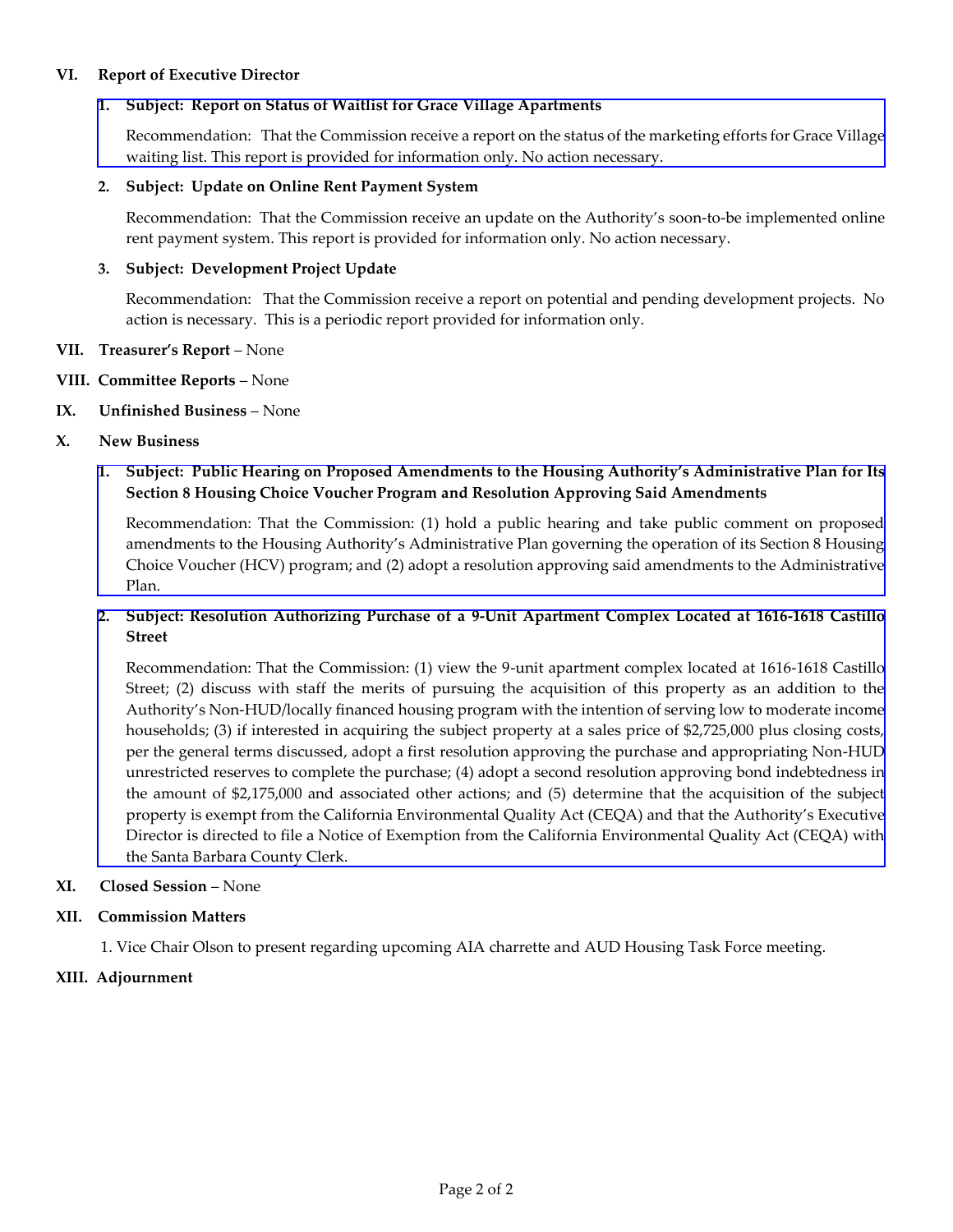**VI. Report of Executive Director**

1. **Subject: Report on Status of Waitlist for Grace Village Apartments**

   Recommendation: That the Commission receive a report on the status of the marketing efforts for Grace Village waiting list. This report is provided for information only. No action necessary.

2. **Subject: Update on Online Rent Payment System**

   Recommendation: That the Commission receive an update on the Authority's soon-to-be implemented online rent payment system. This report is provided for information only. No action necessary.

3. **Subject: Development Project Update**

   Recommendation: That the Commission receive a report on potential and pending development projects. No action is necessary. This is a periodic report provided for information only.

**VII. Treasurer's Report** – None

**VIII. Committee Reports** – None

**IX. Unfinished Business** – None

**X. New Business**

1. **Subject: Public Hearing on Proposed Amendments to the Housing Authority's Administrative Plan for Its Section 8 Housing Choice Voucher Program and Resolution Approving Said Amendments**

   Recommendation: That the Commission: (1) hold a public hearing and take public comment on proposed amendments to the Housing Authority's Administrative Plan governing the operation of its Section 8 Housing Choice Voucher (HCV) program; and (2) adopt a resolution approving said amendments to the Administrative Plan.

2. **Subject: Resolution Authorizing Purchase of a 9-Unit Apartment Complex Located at 1616-1618 Castillo Street**

   Recommendation: That the Commission: (1) view the 9-unit apartment complex located at 1616-1618 Castillo Street; (2) discuss with staff the merits of pursuing the acquisition of this property as an addition to the Authority's Non-HUD/locally financed housing program with the intention of serving low to moderate income households; (3) if interested in acquiring the subject property at a sales price of $2,725,000 plus closing costs, per the general terms discussed, adopt a first resolution approving the purchase and appropriating Non-HUD unrestricted reserves to complete the purchase; (4) adopt a second resolution approving bond indebtedness in the amount of $2,175,000 and associated other actions; and (5) determine that the acquisition of the subject property is exempt from the California Environmental Quality Act (CEQA) and that the Authority's Executive Director is directed to file a Notice of Exemption from the California Environmental Quality Act (CEQA) with the Santa Barbara County Clerk.

**XI. Closed Session** – None

**XII. Commission Matters**

1. Vice Chair Olson to present regarding upcoming AIA charrette and AUD Housing Task Force meeting.

**XIII. Adjournment**